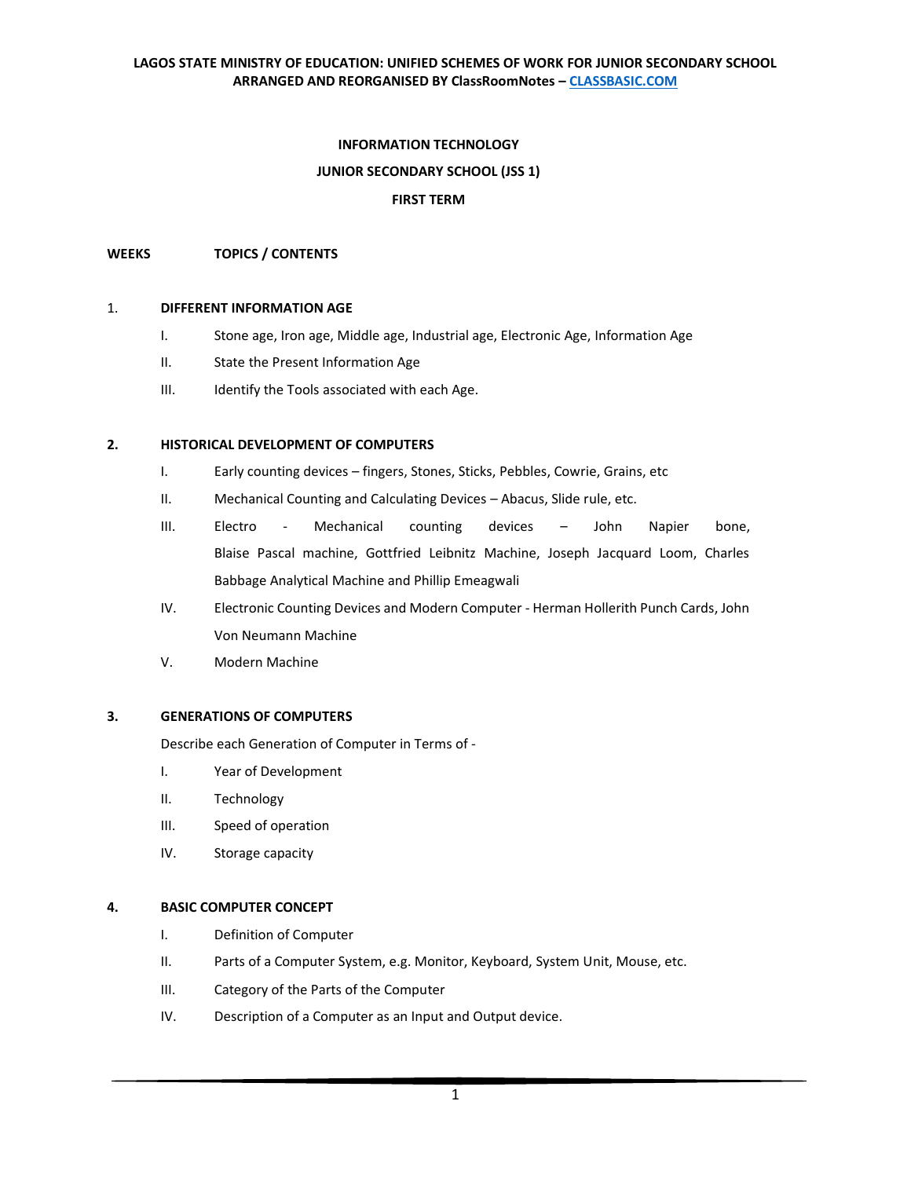**LAGOS STATE MINISTRY OF EDUCATION: UNIFIED SCHEMES OF WORK FOR JUNIOR SECONDARY SCHOOL**
**ARRANGED AND REORGANISED BY ClassRoomNotes – [CLASSBASIC.COM](http://CLASSBASIC.COM)**

# INFORMATION TECHNOLOGY

## JUNIOR SECONDARY SCHOOL (JSS 1)

## FIRST TERM

**WEEKS TOPICS / CONTENTS**

**1. DIFFERENT INFORMATION AGE**

I. Stone age, Iron age, Middle age, Industrial age, Electronic Age, Information Age

II. State the Present Information Age

III. Identify the Tools associated with each Age.

**2. HISTORICAL DEVELOPMENT OF COMPUTERS**

I. Early counting devices – fingers, Stones, Sticks, Pebbles, Cowrie, Grains, etc

II. Mechanical Counting and Calculating Devices – Abacus, Slide rule, etc.

III. Electro - Mechanical counting devices – John Napier bone, Blaise Pascal machine, Gottfried Leibnitz Machine, Joseph Jacquard Loom, Charles Babbage Analytical Machine and Phillip Emeagwali

IV. Electronic Counting Devices and Modern Computer - Herman Hollerith Punch Cards, John Von Neumann Machine

V. Modern Machine

**3. GENERATIONS OF COMPUTERS**

Describe each Generation of Computer in Terms of -

I. Year of Development

II. Technology

III. Speed of operation

IV. Storage capacity

**4. BASIC COMPUTER CONCEPT**

I. Definition of Computer

II. Parts of a Computer System, e.g. Monitor, Keyboard, System Unit, Mouse, etc.

III. Category of the Parts of the Computer

IV. Description of a Computer as an Input and Output device.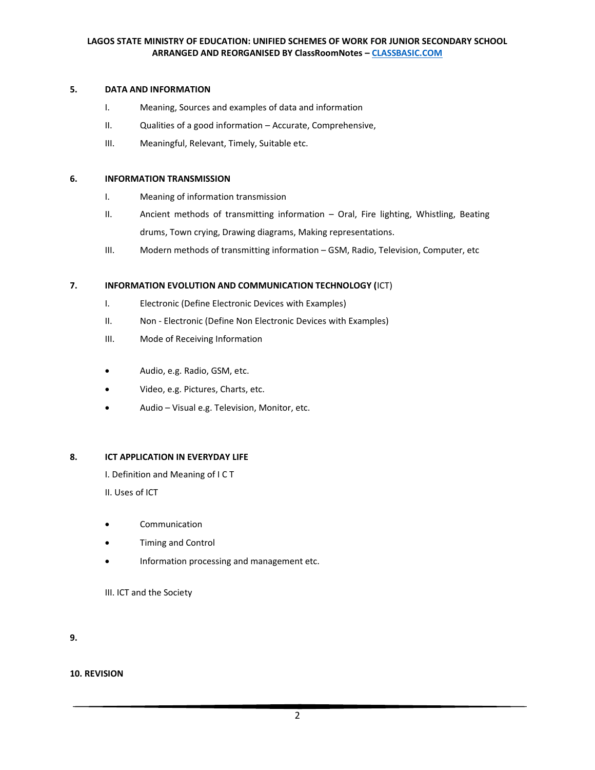**5. DATA AND INFORMATION**

- I. Meaning, Sources and examples of data and information
- II. Qualities of a good information – Accurate, Comprehensive,
- III. Meaningful, Relevant, Timely, Suitable etc.

**6. INFORMATION TRANSMISSION**

- I. Meaning of information transmission
- II. Ancient methods of transmitting information – Oral, Fire lighting, Whistling, Beating drums, Town crying, Drawing diagrams, Making representations.
- III. Modern methods of transmitting information – GSM, Radio, Television, Computer, etc

**7. INFORMATION EVOLUTION AND COMMUNICATION TECHNOLOGY (**ICT)

- I. Electronic (Define Electronic Devices with Examples)
- II. Non - Electronic (Define Non Electronic Devices with Examples)
- III. Mode of Receiving Information

- Audio, e.g. Radio, GSM, etc.
- Video, e.g. Pictures, Charts, etc.
- Audio – Visual e.g. Television, Monitor, etc.

**8. ICT APPLICATION IN EVERYDAY LIFE**

I. Definition and Meaning of I C T

II. Uses of ICT

- Communication
- Timing and Control
- Information processing and management etc.

III. ICT and the Society

**9.**

**10. REVISION**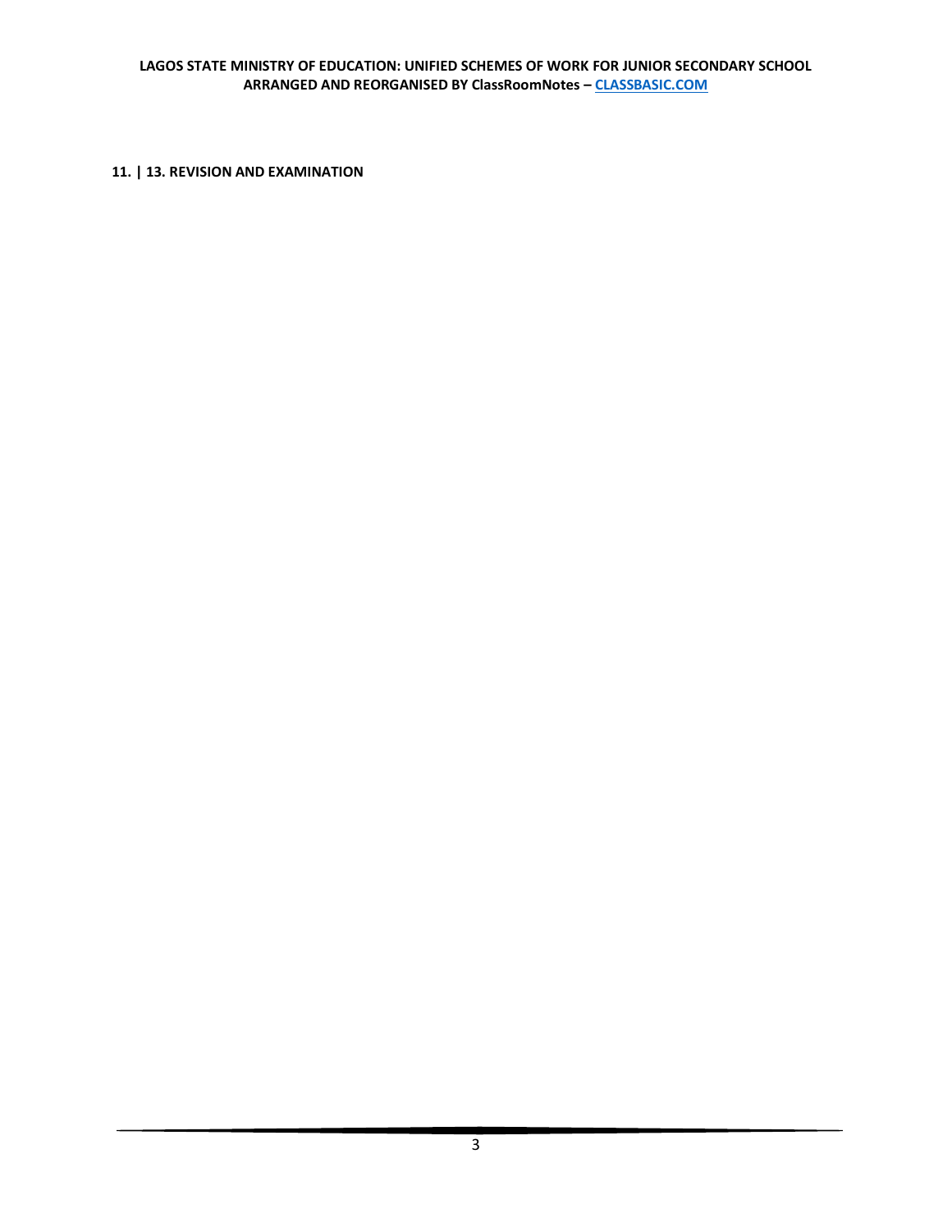**11. | 13. REVISION AND EXAMINATION**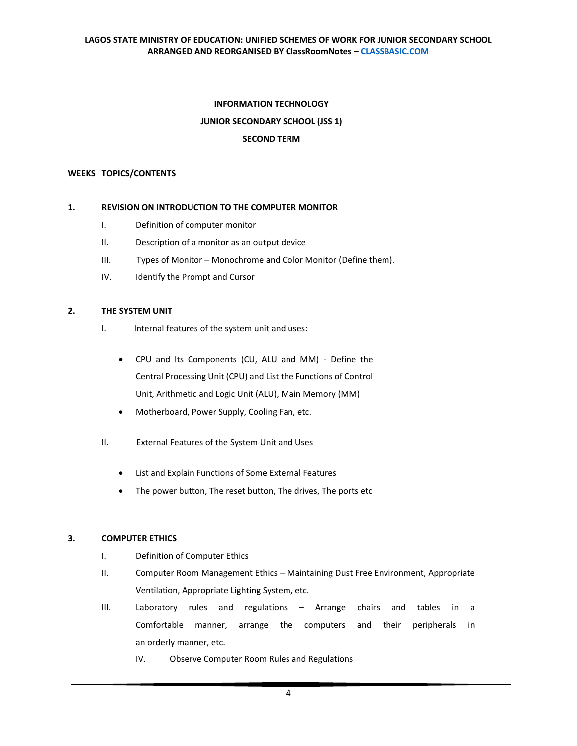**INFORMATION TECHNOLOGY**

**JUNIOR SECONDARY SCHOOL (JSS 1)**

**SECOND TERM**

**WEEKS TOPICS/CONTENTS**

**1. REVISION ON INTRODUCTION TO THE COMPUTER MONITOR**

I. Definition of computer monitor

II. Description of a monitor as an output device

III. Types of Monitor – Monochrome and Color Monitor (Define them).

IV. Identify the Prompt and Cursor

**2. THE SYSTEM UNIT**

I. Internal features of the system unit and uses:

- CPU and Its Components (CU, ALU and MM) - Define the Central Processing Unit (CPU) and List the Functions of Control Unit, Arithmetic and Logic Unit (ALU), Main Memory (MM)
- Motherboard, Power Supply, Cooling Fan, etc.

II. External Features of the System Unit and Uses

- List and Explain Functions of Some External Features
- The power button, The reset button, The drives, The ports etc

**3. COMPUTER ETHICS**

I. Definition of Computer Ethics

II. Computer Room Management Ethics – Maintaining Dust Free Environment, Appropriate Ventilation, Appropriate Lighting System, etc.

III. Laboratory rules and regulations – Arrange chairs and tables in a Comfortable manner, arrange the computers and their peripherals in an orderly manner, etc.

IV. Observe Computer Room Rules and Regulations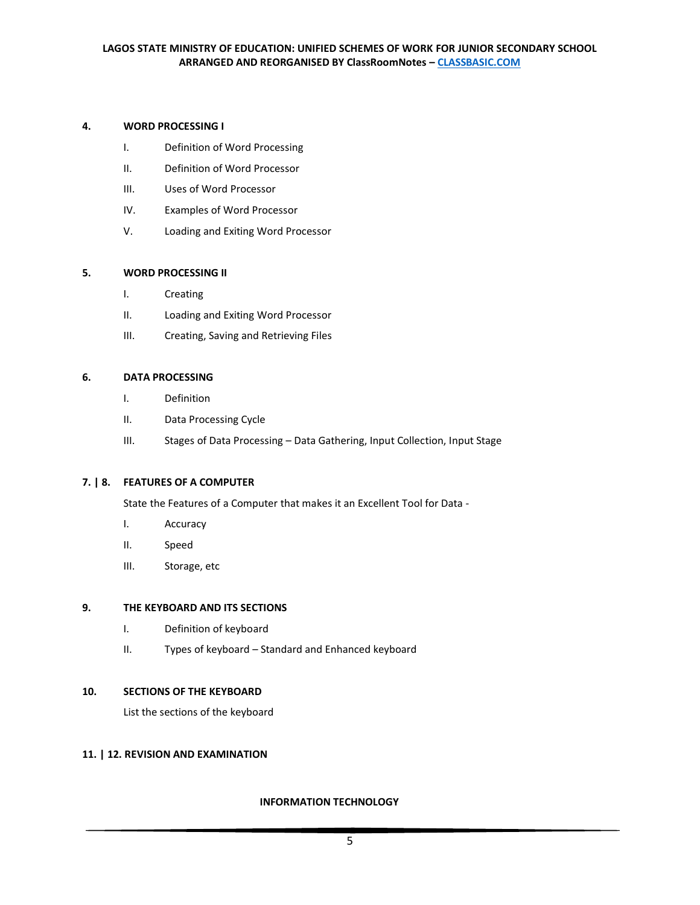**4. WORD PROCESSING I**

- I. Definition of Word Processing
- II. Definition of Word Processor
- III. Uses of Word Processor
- IV. Examples of Word Processor
- V. Loading and Exiting Word Processor

**5. WORD PROCESSING II**

- I. Creating
- II. Loading and Exiting Word Processor
- III. Creating, Saving and Retrieving Files

**6. DATA PROCESSING**

- I. Definition
- II. Data Processing Cycle
- III. Stages of Data Processing – Data Gathering, Input Collection, Input Stage

**7. | 8. FEATURES OF A COMPUTER**

State the Features of a Computer that makes it an Excellent Tool for Data -

- I. Accuracy
- II. Speed
- III. Storage, etc

**9. THE KEYBOARD AND ITS SECTIONS**

- I. Definition of keyboard
- II. Types of keyboard – Standard and Enhanced keyboard

**10. SECTIONS OF THE KEYBOARD**

List the sections of the keyboard

**11. | 12. REVISION AND EXAMINATION**

**INFORMATION TECHNOLOGY**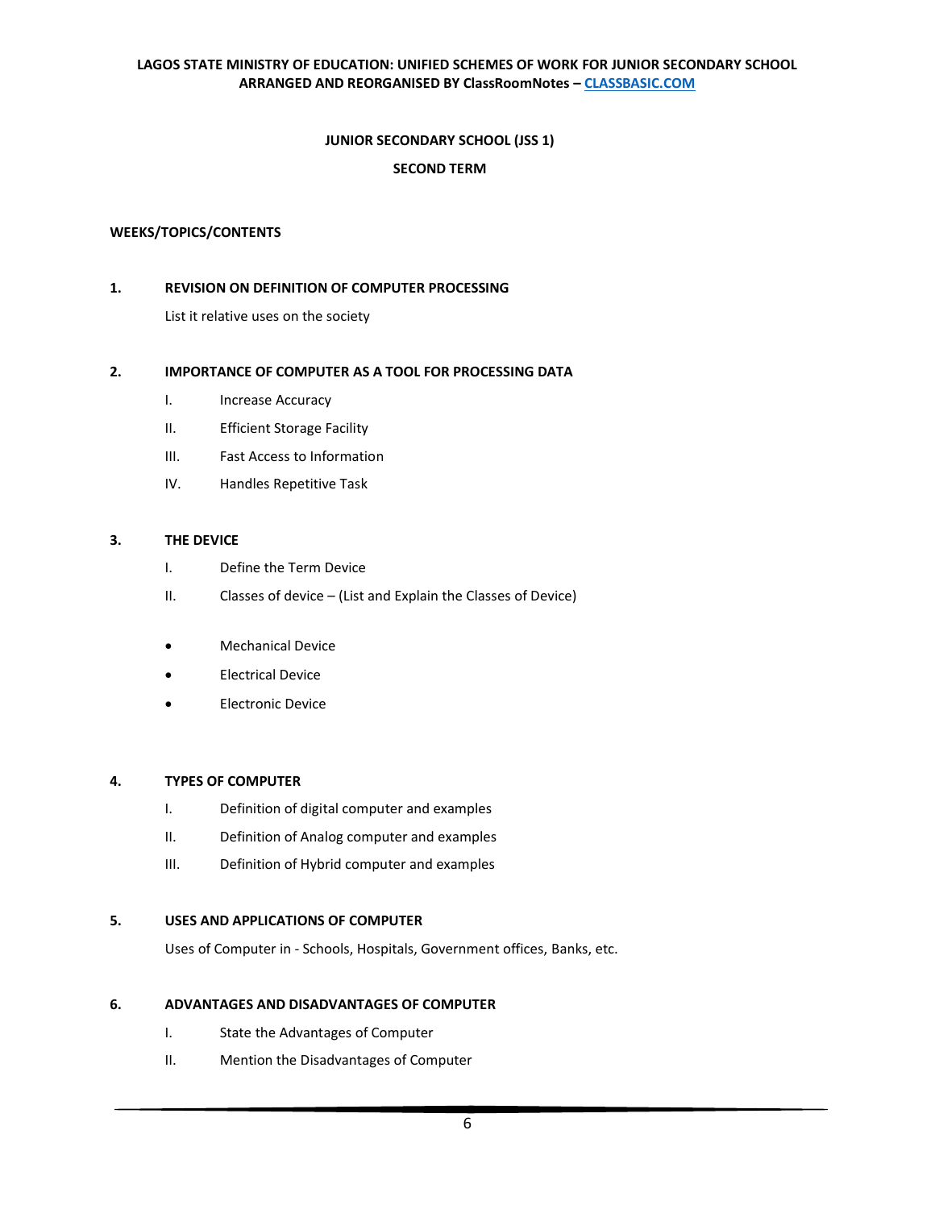## JUNIOR SECONDARY SCHOOL (JSS 1)

### SECOND TERM

**WEEKS/TOPICS/CONTENTS**

**1. REVISION ON DEFINITION OF COMPUTER PROCESSING**

List it relative uses on the society

**2. IMPORTANCE OF COMPUTER AS A TOOL FOR PROCESSING DATA**

I. Increase Accuracy

II. Efficient Storage Facility

III. Fast Access to Information

IV. Handles Repetitive Task

**3. THE DEVICE**

I. Define the Term Device

II. Classes of device – (List and Explain the Classes of Device)

- Mechanical Device
- Electrical Device
- Electronic Device

**4. TYPES OF COMPUTER**

I. Definition of digital computer and examples

II. Definition of Analog computer and examples

III. Definition of Hybrid computer and examples

**5. USES AND APPLICATIONS OF COMPUTER**

Uses of Computer in - Schools, Hospitals, Government offices, Banks, etc.

**6. ADVANTAGES AND DISADVANTAGES OF COMPUTER**

I. State the Advantages of Computer

II. Mention the Disadvantages of Computer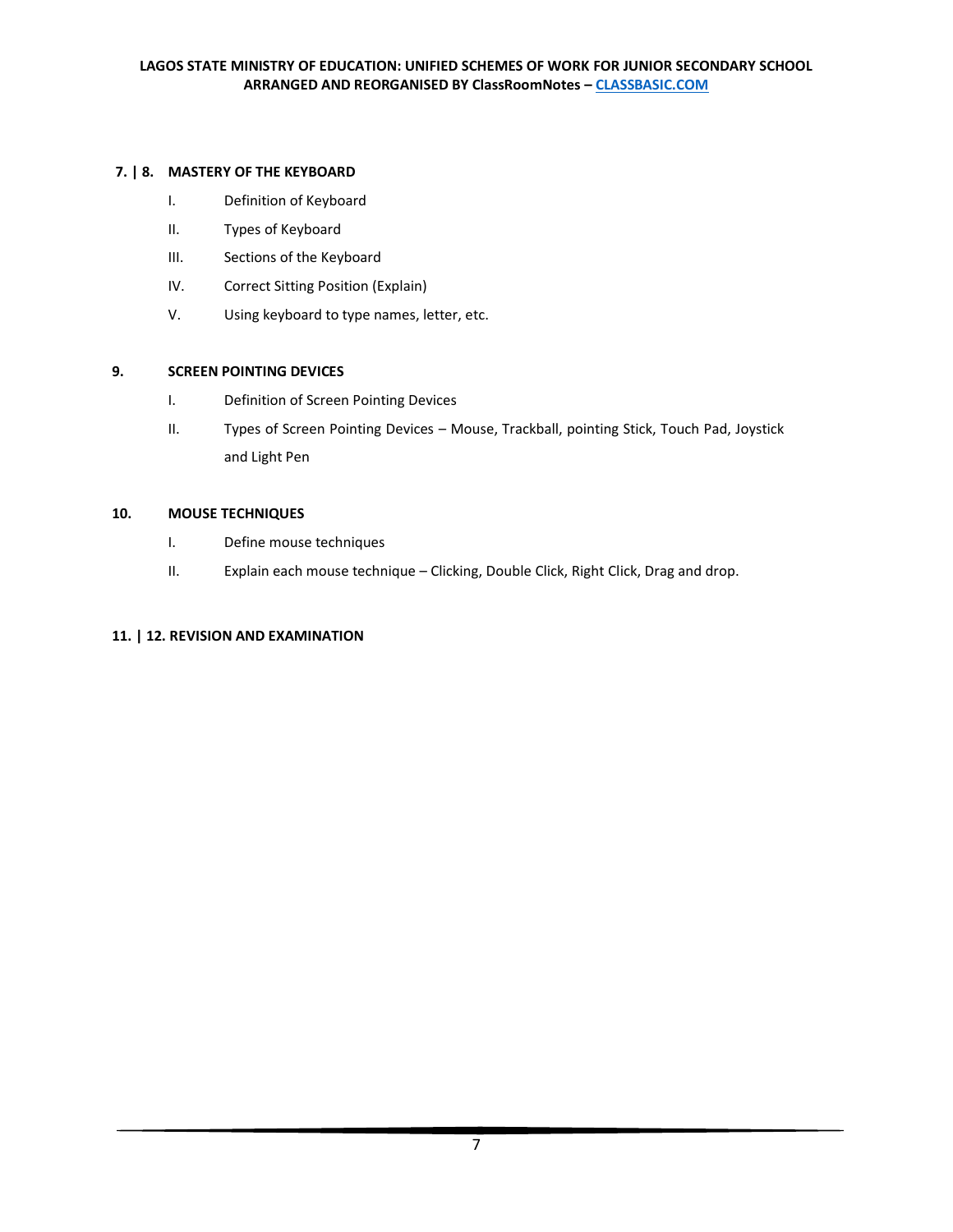**7. | 8. MASTERY OF THE KEYBOARD**

- I. Definition of Keyboard
- II. Types of Keyboard
- III. Sections of the Keyboard
- IV. Correct Sitting Position (Explain)
- V. Using keyboard to type names, letter, etc.

**9. SCREEN POINTING DEVICES**

- I. Definition of Screen Pointing Devices
- II. Types of Screen Pointing Devices – Mouse, Trackball, pointing Stick, Touch Pad, Joystick and Light Pen

**10. MOUSE TECHNIQUES**

- I. Define mouse techniques
- II. Explain each mouse technique – Clicking, Double Click, Right Click, Drag and drop.

**11. | 12. REVISION AND EXAMINATION**